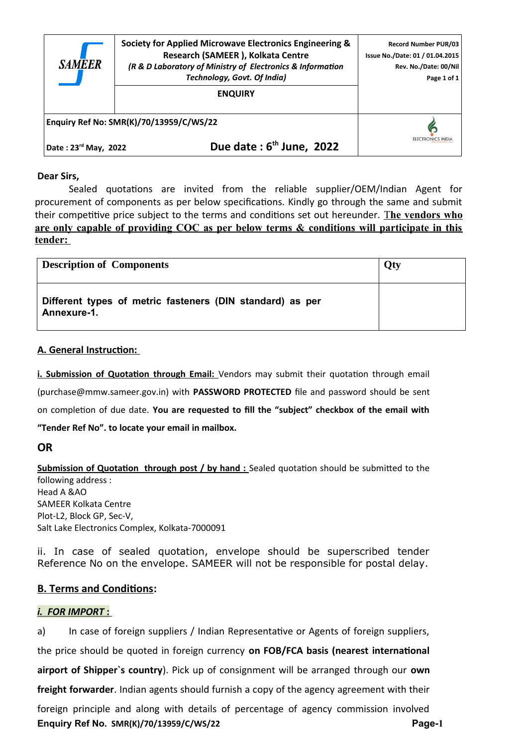| SAMEER | Society for Applied Microwave Electronics Engineering & Research (SAMEER ), Kolkata Centre *(R & D Laboratory of Ministry of Electronics & Information Technology, Govt. Of India)* | Record Number PUR/03 Issue No./Date: 01 / 01.04.2015 Rev. No./Date: 00/Nil Page 1 of 1 |
|---|---|---|
| | **ENQUIRY** | |
| **Enquiry Ref No: SMR(K)/70/13959/C/WS/22** | | ELECTRONICS INDIA |
| **Date : 23rd May, 2022** | **Due date : 6th June, 2022** | |

**Dear Sirs,**

Sealed quotations are invited from the reliable supplier/OEM/Indian Agent for procurement of components as per below specifications. Kindly go through the same and submit their competitive price subject to the terms and conditions set out hereunder. **The vendors who are only capable of providing COC as per below terms & conditions will participate in this tender:**

| Description of Components | Qty |
|---|---|
| **Different types of metric fasteners (DIN standard) as per Annexure-1.** | |

## A. General Instruction:

**i. Submission of Quotation through Email:** Vendors may submit their quotation through email (purchase@mmw.sameer.gov.in) with **PASSWORD PROTECTED** file and password should be sent on completion of due date. **You are requested to fill the "subject" checkbox of the email with "Tender Ref No". to locate your email in mailbox.**

**OR**

**Submission of Quotation through post / by hand :** Sealed quotation should be submitted to the following address :
Head A &AO
SAMEER Kolkata Centre
Plot-L2, Block GP, Sec-V,
Salt Lake Electronics Complex, Kolkata-7000091

ii. In case of sealed quotation, envelope should be superscribed tender Reference No on the envelope. SAMEER will not be responsible for postal delay.

## B. Terms and Conditions:

### *i. FOR IMPORT :*

a) In case of foreign suppliers / Indian Representative or Agents of foreign suppliers, the price should be quoted in foreign currency **on FOB/FCA basis (nearest international airport of Shipper`s country)**. Pick up of consignment will be arranged through our **own freight forwarder**. Indian agents should furnish a copy of the agency agreement with their foreign principle and along with details of percentage of agency commission involved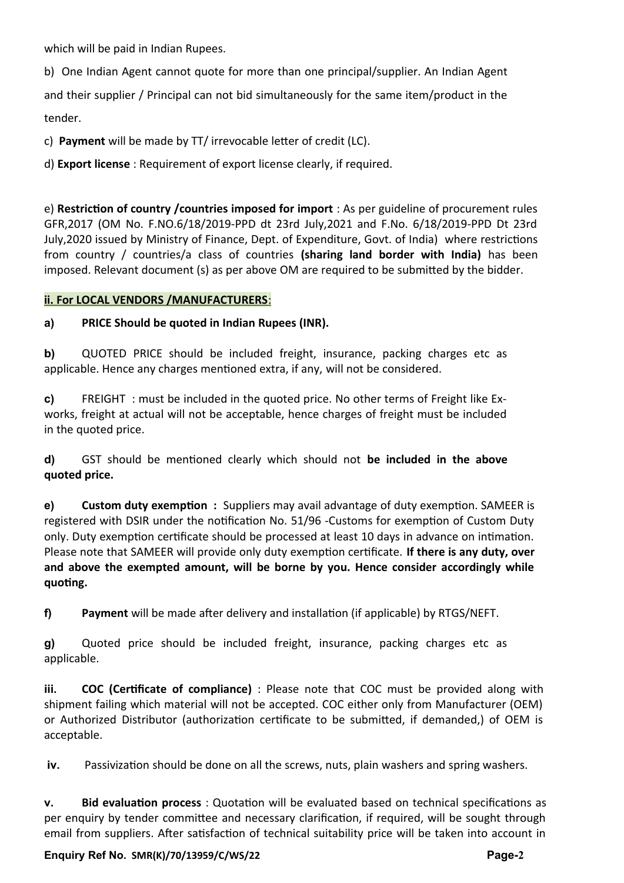which will be paid in Indian Rupees.

b) One Indian Agent cannot quote for more than one principal/supplier. An Indian Agent and their supplier / Principal can not bid simultaneously for the same item/product in the tender.

c) **Payment** will be made by TT/ irrevocable letter of credit (LC).

d) **Export license** : Requirement of export license clearly, if required.

e) **Restriction of country /countries imposed for import** : As per guideline of procurement rules GFR,2017 (OM No. F.NO.6/18/2019-PPD dt 23rd July,2021 and F.No. 6/18/2019-PPD Dt 23rd July,2020 issued by Ministry of Finance, Dept. of Expenditure, Govt. of India) where restrictions from country / countries/a class of countries **(sharing land border with India)** has been imposed. Relevant document (s) as per above OM are required to be submitted by the bidder.

**ii. For LOCAL VENDORS /MANUFACTURERS**:

**a) PRICE Should be quoted in Indian Rupees (INR).**

**b)** QUOTED PRICE should be included freight, insurance, packing charges etc as applicable. Hence any charges mentioned extra, if any, will not be considered.

**c)** FREIGHT : must be included in the quoted price. No other terms of Freight like Ex-works, freight at actual will not be acceptable, hence charges of freight must be included in the quoted price.

**d)** GST should be mentioned clearly which should not **be included in the above quoted price.**

**e) Custom duty exemption :** Suppliers may avail advantage of duty exemption. SAMEER is registered with DSIR under the notification No. 51/96 -Customs for exemption of Custom Duty only. Duty exemption certificate should be processed at least 10 days in advance on intimation. Please note that SAMEER will provide only duty exemption certificate. **If there is any duty, over and above the exempted amount, will be borne by you. Hence consider accordingly while quoting.**

**f) Payment** will be made after delivery and installation (if applicable) by RTGS/NEFT.

**g)** Quoted price should be included freight, insurance, packing charges etc as applicable.

**iii. COC (Certificate of compliance)** : Please note that COC must be provided along with shipment failing which material will not be accepted. COC either only from Manufacturer (OEM) or Authorized Distributor (authorization certificate to be submitted, if demanded,) of OEM is acceptable.

**iv.** Passivization should be done on all the screws, nuts, plain washers and spring washers.

**v. Bid evaluation process** : Quotation will be evaluated based on technical specifications as per enquiry by tender committee and necessary clarification, if required, will be sought through email from suppliers. After satisfaction of technical suitability price will be taken into account in

**Enquiry Ref No. SMR(K)/70/13959/C/WS/22**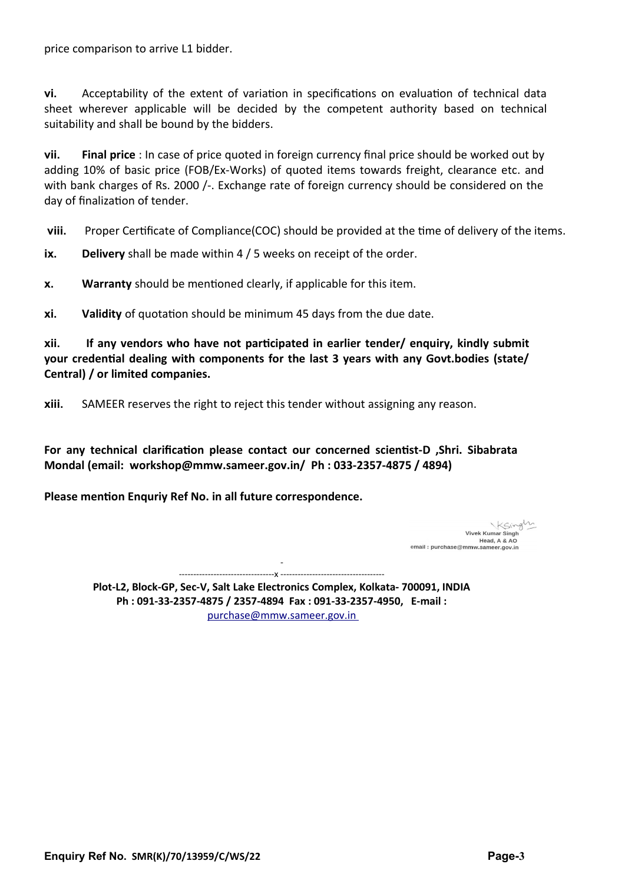price comparison to arrive L1 bidder.

**vi.** Acceptability of the extent of variation in specifications on evaluation of technical data sheet wherever applicable will be decided by the competent authority based on technical suitability and shall be bound by the bidders.

**vii.** **Final price** : In case of price quoted in foreign currency final price should be worked out by adding 10% of basic price (FOB/Ex-Works) of quoted items towards freight, clearance etc. and with bank charges of Rs. 2000 /-. Exchange rate of foreign currency should be considered on the day of finalization of tender.

**viii.** Proper Certificate of Compliance(COC) should be provided at the time of delivery of the items.

**ix.** **Delivery** shall be made within 4 / 5 weeks on receipt of the order.

**x.** **Warranty** should be mentioned clearly, if applicable for this item.

**xi.** **Validity** of quotation should be minimum 45 days from the due date.

**xii. If any vendors who have not participated in earlier tender/ enquiry, kindly submit your credential dealing with components for the last 3 years with any Govt.bodies (state/ Central) / or limited companies.**

**xiii.** SAMEER reserves the right to reject this tender without assigning any reason.

**For any technical clarification please contact our concerned scientist-D ,Shri. Sibabrata Mondal (email: workshop@mmw.sameer.gov.in/ Ph : 033-2357-4875 / 4894)**

**Please mention Enquriy Ref No. in all future correspondence.**

Vivek Kumar Singh
Head, A & AO
email : purchase@mmw.sameer.gov.in

---------------------------------x ------------------------------------

**Plot-L2, Block-GP, Sec-V, Salt Lake Electronics Complex, Kolkata- 700091, INDIA**
**Ph : 091-33-2357-4875 / 2357-4894 Fax : 091-33-2357-4950, E-mail :**
purchase@mmw.sameer.gov.in

**Enquiry Ref No. SMR(K)/70/13959/C/WS/22**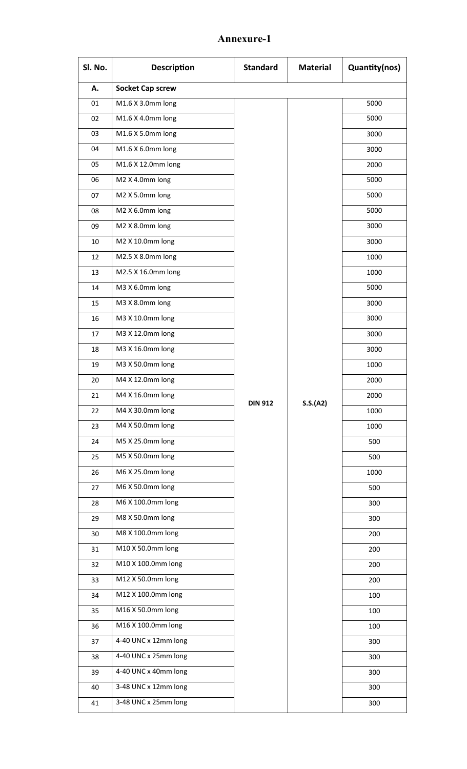# Annexure-1

| Sl. No. | Description | Standard | Material | Quantity(nos) |
|---|---|---|---|---|
| A. | **Socket Cap screw** | | | |
| 01 | M1.6 X 3.0mm long | DIN 912 | S.S.(A2) | 5000 |
| 02 | M1.6 X 4.0mm long | | | 5000 |
| 03 | M1.6 X 5.0mm long | | | 3000 |
| 04 | M1.6 X 6.0mm long | | | 3000 |
| 05 | M1.6 X 12.0mm long | | | 2000 |
| 06 | M2 X 4.0mm long | | | 5000 |
| 07 | M2 X 5.0mm long | | | 5000 |
| 08 | M2 X 6.0mm long | | | 5000 |
| 09 | M2 X 8.0mm long | | | 3000 |
| 10 | M2 X 10.0mm long | | | 3000 |
| 12 | M2.5 X 8.0mm long | | | 1000 |
| 13 | M2.5 X 16.0mm long | | | 1000 |
| 14 | M3 X 6.0mm long | | | 5000 |
| 15 | M3 X 8.0mm long | | | 3000 |
| 16 | M3 X 10.0mm long | | | 3000 |
| 17 | M3 X 12.0mm long | | | 3000 |
| 18 | M3 X 16.0mm long | | | 3000 |
| 19 | M3 X 50.0mm long | | | 1000 |
| 20 | M4 X 12.0mm long | | | 2000 |
| 21 | M4 X 16.0mm long | | | 2000 |
| 22 | M4 X 30.0mm long | | | 1000 |
| 23 | M4 X 50.0mm long | | | 1000 |
| 24 | M5 X 25.0mm long | | | 500 |
| 25 | M5 X 50.0mm long | | | 500 |
| 26 | M6 X 25.0mm long | | | 1000 |
| 27 | M6 X 50.0mm long | | | 500 |
| 28 | M6 X 100.0mm long | | | 300 |
| 29 | M8 X 50.0mm long | | | 300 |
| 30 | M8 X 100.0mm long | | | 200 |
| 31 | M10 X 50.0mm long | | | 200 |
| 32 | M10 X 100.0mm long | | | 200 |
| 33 | M12 X 50.0mm long | | | 200 |
| 34 | M12 X 100.0mm long | | | 100 |
| 35 | M16 X 50.0mm long | | | 100 |
| 36 | M16 X 100.0mm long | | | 100 |
| 37 | 4-40 UNC x 12mm long | | | 300 |
| 38 | 4-40 UNC x 25mm long | | | 300 |
| 39 | 4-40 UNC x 40mm long | | | 300 |
| 40 | 3-48 UNC x 12mm long | | | 300 |
| 41 | 3-48 UNC x 25mm long | | | 300 |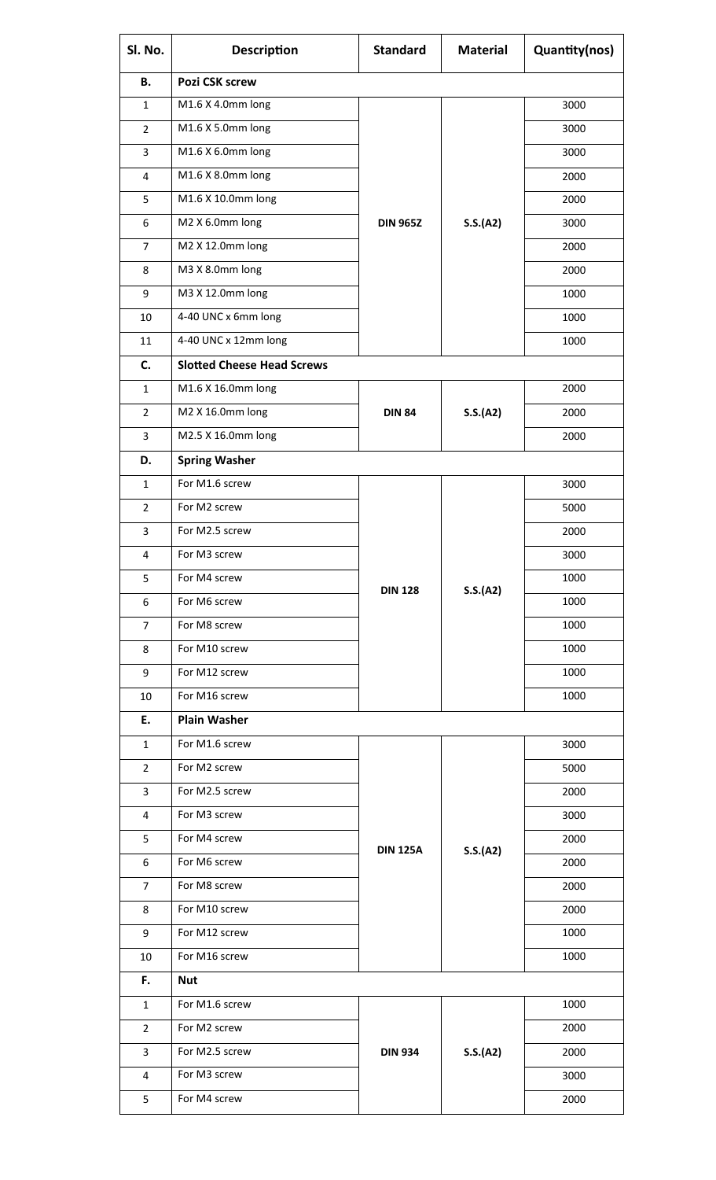| Sl. No. | Description | Standard | Material | Quantity(nos) |
|---|---|---|---|---|
| **B.** | **Pozi CSK screw** | | | |
| 1 | M1.6 X 4.0mm long | **DIN 965Z** | **S.S.(A2)** | 3000 |
| 2 | M1.6 X 5.0mm long | | | 3000 |
| 3 | M1.6 X 6.0mm long | | | 3000 |
| 4 | M1.6 X 8.0mm long | | | 2000 |
| 5 | M1.6 X 10.0mm long | | | 2000 |
| 6 | M2 X 6.0mm long | | | 3000 |
| 7 | M2 X 12.0mm long | | | 2000 |
| 8 | M3 X 8.0mm long | | | 2000 |
| 9 | M3 X 12.0mm long | | | 1000 |
| 10 | 4-40 UNC x 6mm long | | | 1000 |
| 11 | 4-40 UNC x 12mm long | | | 1000 |
| **C.** | **Slotted Cheese Head Screws** | | | |
| 1 | M1.6 X 16.0mm long | **DIN 84** | **S.S.(A2)** | 2000 |
| 2 | M2 X 16.0mm long | | | 2000 |
| 3 | M2.5 X 16.0mm long | | | 2000 |
| **D.** | **Spring Washer** | | | |
| 1 | For M1.6 screw | **DIN 128** | **S.S.(A2)** | 3000 |
| 2 | For M2 screw | | | 5000 |
| 3 | For M2.5 screw | | | 2000 |
| 4 | For M3 screw | | | 3000 |
| 5 | For M4 screw | | | 1000 |
| 6 | For M6 screw | | | 1000 |
| 7 | For M8 screw | | | 1000 |
| 8 | For M10 screw | | | 1000 |
| 9 | For M12 screw | | | 1000 |
| 10 | For M16 screw | | | 1000 |
| **E.** | **Plain Washer** | | | |
| 1 | For M1.6 screw | **DIN 125A** | **S.S.(A2)** | 3000 |
| 2 | For M2 screw | | | 5000 |
| 3 | For M2.5 screw | | | 2000 |
| 4 | For M3 screw | | | 3000 |
| 5 | For M4 screw | | | 2000 |
| 6 | For M6 screw | | | 2000 |
| 7 | For M8 screw | | | 2000 |
| 8 | For M10 screw | | | 2000 |
| 9 | For M12 screw | | | 1000 |
| 10 | For M16 screw | | | 1000 |
| **F.** | **Nut** | | | |
| 1 | For M1.6 screw | **DIN 934** | **S.S.(A2)** | 1000 |
| 2 | For M2 screw | | | 2000 |
| 3 | For M2.5 screw | | | 2000 |
| 4 | For M3 screw | | | 3000 |
| 5 | For M4 screw | | | 2000 |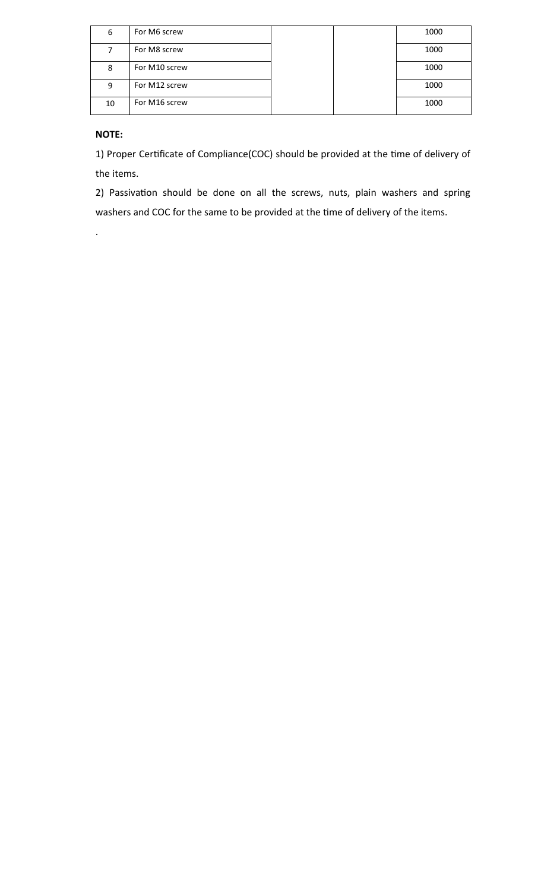| | | | | |
|---|---|---|---|---|
| 6 | For M6 screw | | | 1000 |
| 7 | For M8 screw | | | 1000 |
| 8 | For M10 screw | | | 1000 |
| 9 | For M12 screw | | | 1000 |
| 10 | For M16 screw | | | 1000 |

**NOTE:**

1) Proper Certificate of Compliance(COC) should be provided at the time of delivery of the items.

2) Passivation should be done on all the screws, nuts, plain washers and spring washers and COC for the same to be provided at the time of delivery of the items.

.